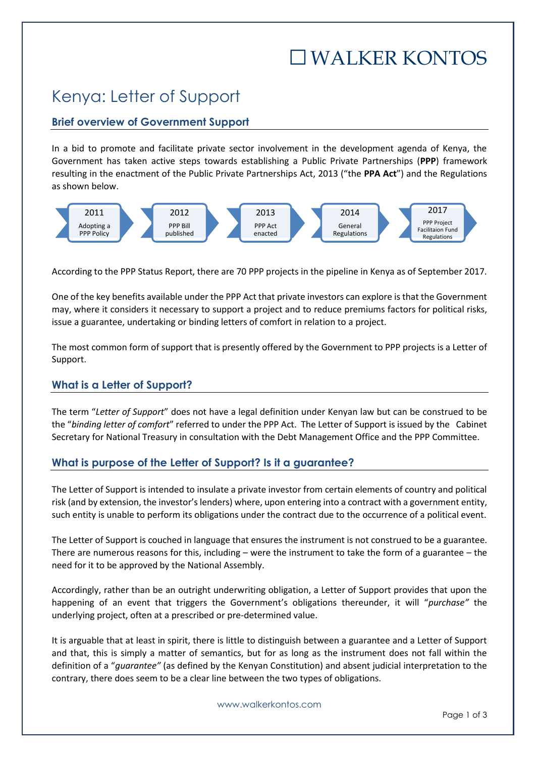# ☐ WALKER KONTOS

# Kenya: Letter of Support

## Brief overview of Government Support

In a bid to promote and facilitate private sector involvement in the development agenda of Kenya, the Government has taken active steps towards establishing a Public Private Partnerships (**PPP**) framework resulting in the enactment of the Public Private Partnerships Act, 2013 ("the **PPA Act**") and the Regulations as shown below.

2011
Adopting a PPP Policy

2012
PPP Bill published

2013
PPP Act enacted

2014
General Regulations

2017
PPP Project Facilitaion Fund Regulations

According to the PPP Status Report, there are 70 PPP projects in the pipeline in Kenya as of September 2017.

One of the key benefits available under the PPP Act that private investors can explore is that the Government may, where it considers it necessary to support a project and to reduce premiums factors for political risks, issue a guarantee, undertaking or binding letters of comfort in relation to a project.

The most common form of support that is presently offered by the Government to PPP projects is a Letter of Support.

## What is a Letter of Support?

The term "*Letter of Support*" does not have a legal definition under Kenyan law but can be construed to be the "*binding letter of comfort*" referred to under the PPP Act. The Letter of Support is issued by the Cabinet Secretary for National Treasury in consultation with the Debt Management Office and the PPP Committee.

## What is purpose of the Letter of Support? Is it a guarantee?

The Letter of Support is intended to insulate a private investor from certain elements of country and political risk (and by extension, the investor's lenders) where, upon entering into a contract with a government entity, such entity is unable to perform its obligations under the contract due to the occurrence of a political event.

The Letter of Support is couched in language that ensures the instrument is not construed to be a guarantee. There are numerous reasons for this, including – were the instrument to take the form of a guarantee – the need for it to be approved by the National Assembly.

Accordingly, rather than be an outright underwriting obligation, a Letter of Support provides that upon the happening of an event that triggers the Government's obligations thereunder, it will "*purchase"* the underlying project, often at a prescribed or pre-determined value.

It is arguable that at least in spirit, there is little to distinguish between a guarantee and a Letter of Support and that, this is simply a matter of semantics, but for as long as the instrument does not fall within the definition of a "*guarantee"* (as defined by the Kenyan Constitution) and absent judicial interpretation to the contrary, there does seem to be a clear line between the two types of obligations.

www.walkerkontos.com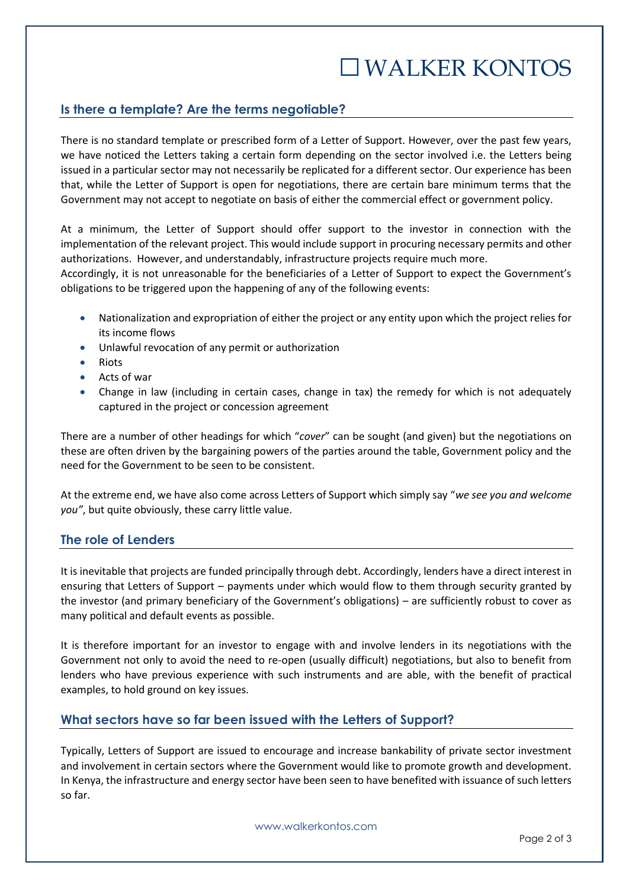## Is there a template? Are the terms negotiable?

There is no standard template or prescribed form of a Letter of Support. However, over the past few years, we have noticed the Letters taking a certain form depending on the sector involved i.e. the Letters being issued in a particular sector may not necessarily be replicated for a different sector. Our experience has been that, while the Letter of Support is open for negotiations, there are certain bare minimum terms that the Government may not accept to negotiate on basis of either the commercial effect or government policy.

At a minimum, the Letter of Support should offer support to the investor in connection with the implementation of the relevant project. This would include support in procuring necessary permits and other authorizations. However, and understandably, infrastructure projects require much more. Accordingly, it is not unreasonable for the beneficiaries of a Letter of Support to expect the Government's obligations to be triggered upon the happening of any of the following events:

- Nationalization and expropriation of either the project or any entity upon which the project relies for its income flows
- Unlawful revocation of any permit or authorization
- Riots
- Acts of war
- Change in law (including in certain cases, change in tax) the remedy for which is not adequately captured in the project or concession agreement

There are a number of other headings for which "*cover*" can be sought (and given) but the negotiations on these are often driven by the bargaining powers of the parties around the table, Government policy and the need for the Government to be seen to be consistent.

At the extreme end, we have also come across Letters of Support which simply say "*we see you and welcome you"*, but quite obviously, these carry little value.

## The role of Lenders

It is inevitable that projects are funded principally through debt. Accordingly, lenders have a direct interest in ensuring that Letters of Support – payments under which would flow to them through security granted by the investor (and primary beneficiary of the Government's obligations) – are sufficiently robust to cover as many political and default events as possible.

It is therefore important for an investor to engage with and involve lenders in its negotiations with the Government not only to avoid the need to re-open (usually difficult) negotiations, but also to benefit from lenders who have previous experience with such instruments and are able, with the benefit of practical examples, to hold ground on key issues.

## What sectors have so far been issued with the Letters of Support?

Typically, Letters of Support are issued to encourage and increase bankability of private sector investment and involvement in certain sectors where the Government would like to promote growth and development. In Kenya, the infrastructure and energy sector have been seen to have benefited with issuance of such letters so far.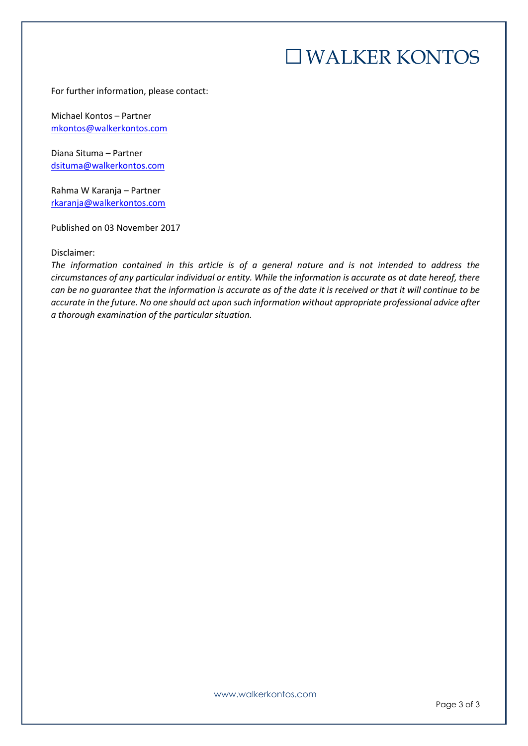For further information, please contact:

Michael Kontos – Partner
mkontos@walkerkontos.com

Diana Situma – Partner
dsituma@walkerkontos.com

Rahma W Karanja – Partner
rkaranja@walkerkontos.com

Published on 03 November 2017

Disclaimer:
*The information contained in this article is of a general nature and is not intended to address the circumstances of any particular individual or entity. While the information is accurate as at date hereof, there can be no guarantee that the information is accurate as of the date it is received or that it will continue to be accurate in the future. No one should act upon such information without appropriate professional advice after a thorough examination of the particular situation.*